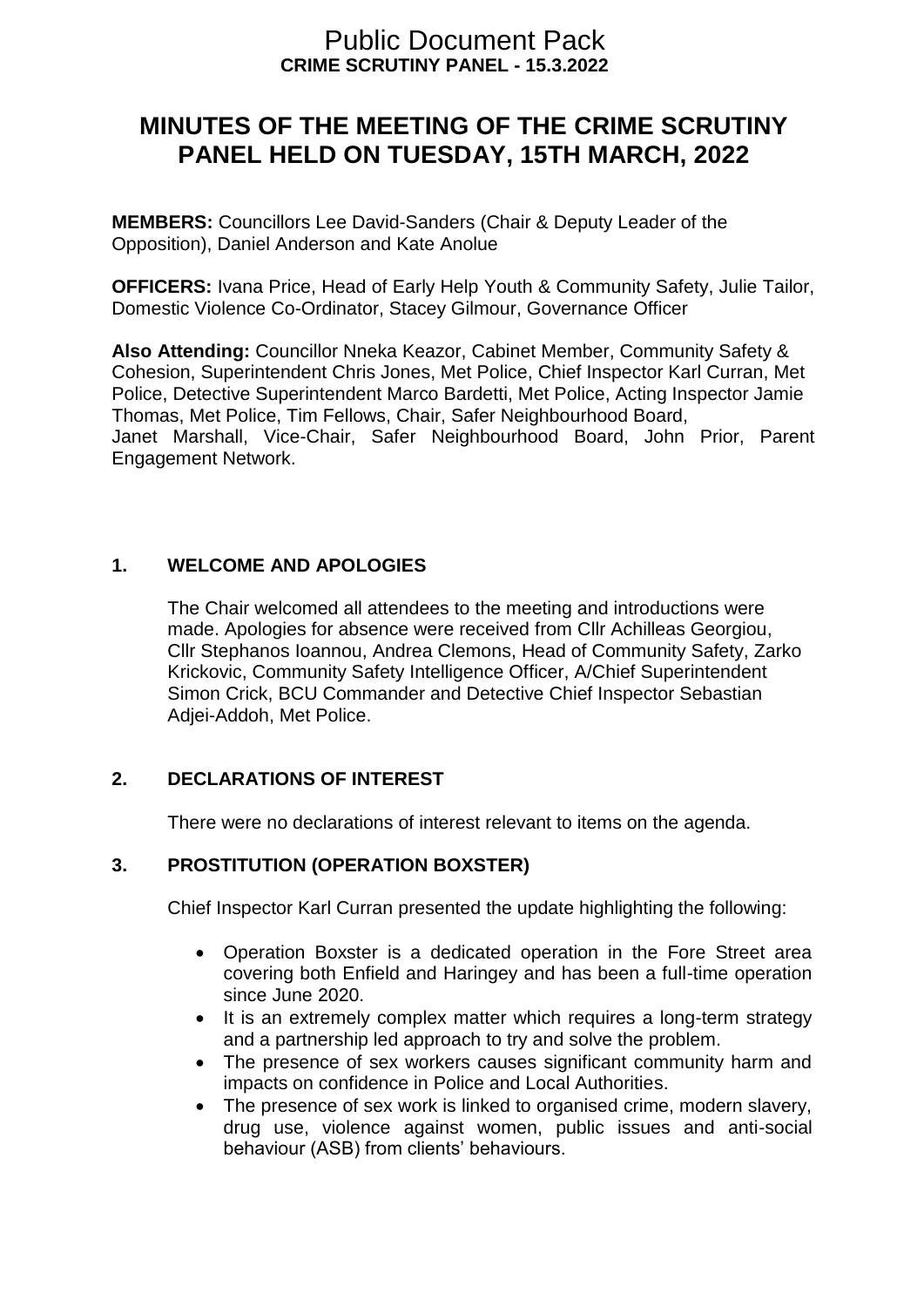# Public Document Pack

**CRIME SCRUTINY PANEL - 15.3.2022**

## MINUTES OF THE MEETING OF THE CRIME SCRUTINY PANEL HELD ON TUESDAY, 15TH MARCH, 2022

**MEMBERS:** Councillors Lee David-Sanders (Chair & Deputy Leader of the Opposition), Daniel Anderson and Kate Anolue

**OFFICERS:** Ivana Price, Head of Early Help Youth & Community Safety, Julie Tailor, Domestic Violence Co-Ordinator, Stacey Gilmour, Governance Officer

**Also Attending:** Councillor Nneka Keazor, Cabinet Member, Community Safety & Cohesion, Superintendent Chris Jones, Met Police, Chief Inspector Karl Curran, Met Police, Detective Superintendent Marco Bardetti, Met Police, Acting Inspector Jamie Thomas, Met Police, Tim Fellows, Chair, Safer Neighbourhood Board, Janet Marshall, Vice-Chair, Safer Neighbourhood Board, John Prior, Parent Engagement Network.

### 1. WELCOME AND APOLOGIES

The Chair welcomed all attendees to the meeting and introductions were made. Apologies for absence were received from Cllr Achilleas Georgiou, Cllr Stephanos Ioannou, Andrea Clemons, Head of Community Safety, Zarko Krickovic, Community Safety Intelligence Officer, A/Chief Superintendent Simon Crick, BCU Commander and Detective Chief Inspector Sebastian Adjei-Addoh, Met Police.

### 2. DECLARATIONS OF INTEREST

There were no declarations of interest relevant to items on the agenda.

### 3. PROSTITUTION (OPERATION BOXSTER)

Chief Inspector Karl Curran presented the update highlighting the following:

- Operation Boxster is a dedicated operation in the Fore Street area covering both Enfield and Haringey and has been a full-time operation since June 2020.
- It is an extremely complex matter which requires a long-term strategy and a partnership led approach to try and solve the problem.
- The presence of sex workers causes significant community harm and impacts on confidence in Police and Local Authorities.
- The presence of sex work is linked to organised crime, modern slavery, drug use, violence against women, public issues and anti-social behaviour (ASB) from clients' behaviours.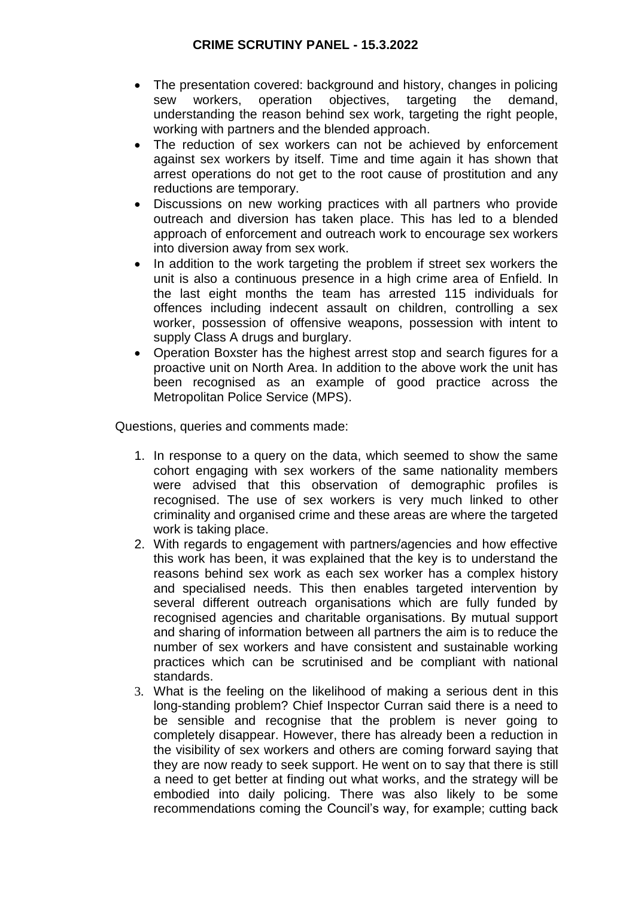- The presentation covered: background and history, changes in policing sew workers, operation objectives, targeting the demand, understanding the reason behind sex work, targeting the right people, working with partners and the blended approach.
- The reduction of sex workers can not be achieved by enforcement against sex workers by itself. Time and time again it has shown that arrest operations do not get to the root cause of prostitution and any reductions are temporary.
- Discussions on new working practices with all partners who provide outreach and diversion has taken place. This has led to a blended approach of enforcement and outreach work to encourage sex workers into diversion away from sex work.
- In addition to the work targeting the problem if street sex workers the unit is also a continuous presence in a high crime area of Enfield. In the last eight months the team has arrested 115 individuals for offences including indecent assault on children, controlling a sex worker, possession of offensive weapons, possession with intent to supply Class A drugs and burglary.
- Operation Boxster has the highest arrest stop and search figures for a proactive unit on North Area. In addition to the above work the unit has been recognised as an example of good practice across the Metropolitan Police Service (MPS).

Questions, queries and comments made:

1. In response to a query on the data, which seemed to show the same cohort engaging with sex workers of the same nationality members were advised that this observation of demographic profiles is recognised. The use of sex workers is very much linked to other criminality and organised crime and these areas are where the targeted work is taking place.
2. With regards to engagement with partners/agencies and how effective this work has been, it was explained that the key is to understand the reasons behind sex work as each sex worker has a complex history and specialised needs. This then enables targeted intervention by several different outreach organisations which are fully funded by recognised agencies and charitable organisations. By mutual support and sharing of information between all partners the aim is to reduce the number of sex workers and have consistent and sustainable working practices which can be scrutinised and be compliant with national standards.
3. What is the feeling on the likelihood of making a serious dent in this long-standing problem? Chief Inspector Curran said there is a need to be sensible and recognise that the problem is never going to completely disappear. However, there has already been a reduction in the visibility of sex workers and others are coming forward saying that they are now ready to seek support. He went on to say that there is still a need to get better at finding out what works, and the strategy will be embodied into daily policing. There was also likely to be some recommendations coming the Council's way, for example; cutting back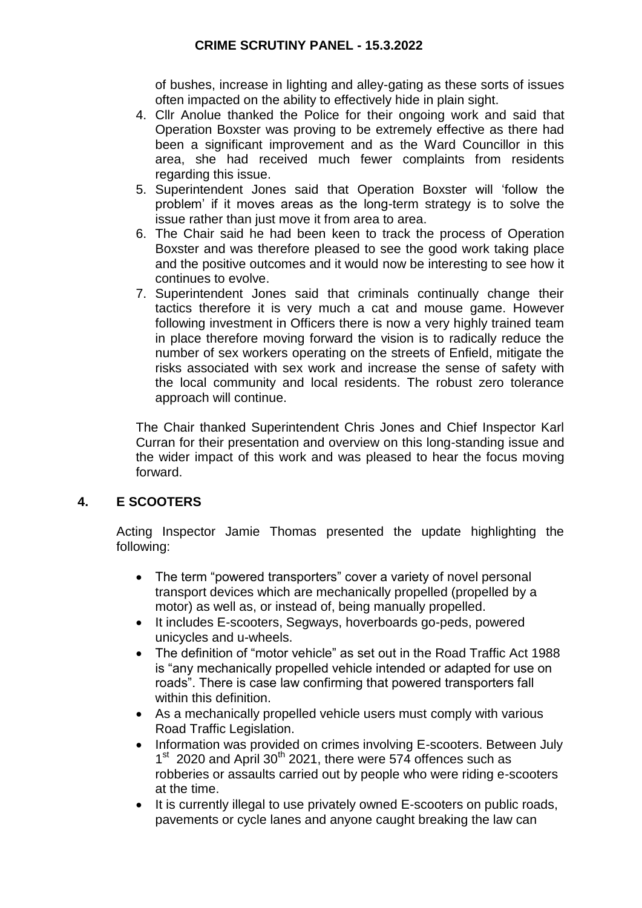of bushes, increase in lighting and alley-gating as these sorts of issues often impacted on the ability to effectively hide in plain sight.

4. Cllr Anolue thanked the Police for their ongoing work and said that Operation Boxster was proving to be extremely effective as there had been a significant improvement and as the Ward Councillor in this area, she had received much fewer complaints from residents regarding this issue.
5. Superintendent Jones said that Operation Boxster will 'follow the problem' if it moves areas as the long-term strategy is to solve the issue rather than just move it from area to area.
6. The Chair said he had been keen to track the process of Operation Boxster and was therefore pleased to see the good work taking place and the positive outcomes and it would now be interesting to see how it continues to evolve.
7. Superintendent Jones said that criminals continually change their tactics therefore it is very much a cat and mouse game. However following investment in Officers there is now a very highly trained team in place therefore moving forward the vision is to radically reduce the number of sex workers operating on the streets of Enfield, mitigate the risks associated with sex work and increase the sense of safety with the local community and local residents. The robust zero tolerance approach will continue.

The Chair thanked Superintendent Chris Jones and Chief Inspector Karl Curran for their presentation and overview on this long-standing issue and the wider impact of this work and was pleased to hear the focus moving forward.

## 4. E SCOOTERS

Acting Inspector Jamie Thomas presented the update highlighting the following:

- The term "powered transporters" cover a variety of novel personal transport devices which are mechanically propelled (propelled by a motor) as well as, or instead of, being manually propelled.
- It includes E-scooters, Segways, hoverboards go-peds, powered unicycles and u-wheels.
- The definition of "motor vehicle" as set out in the Road Traffic Act 1988 is "any mechanically propelled vehicle intended or adapted for use on roads". There is case law confirming that powered transporters fall within this definition.
- As a mechanically propelled vehicle users must comply with various Road Traffic Legislation.
- Information was provided on crimes involving E-scooters. Between July 1st 2020 and April 30th 2021, there were 574 offences such as robberies or assaults carried out by people who were riding e-scooters at the time.
- It is currently illegal to use privately owned E-scooters on public roads, pavements or cycle lanes and anyone caught breaking the law can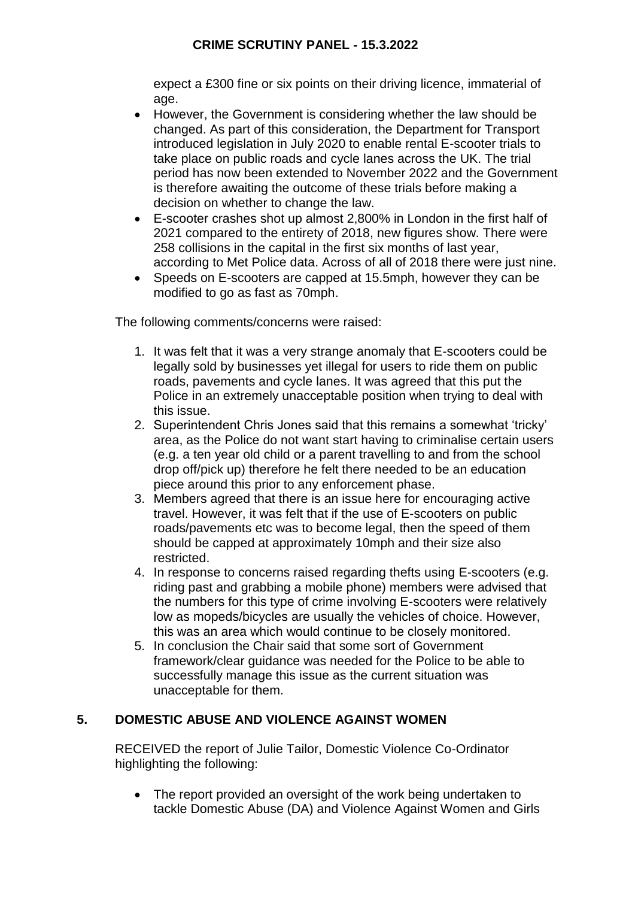expect a £300 fine or six points on their driving licence, immaterial of age.

- However, the Government is considering whether the law should be changed. As part of this consideration, the Department for Transport introduced legislation in July 2020 to enable rental E-scooter trials to take place on public roads and cycle lanes across the UK. The trial period has now been extended to November 2022 and the Government is therefore awaiting the outcome of these trials before making a decision on whether to change the law.
- E-scooter crashes shot up almost 2,800% in London in the first half of 2021 compared to the entirety of 2018, new figures show. There were 258 collisions in the capital in the first six months of last year, according to Met Police data. Across of all of 2018 there were just nine.
- Speeds on E-scooters are capped at 15.5mph, however they can be modified to go as fast as 70mph.

The following comments/concerns were raised:

1. It was felt that it was a very strange anomaly that E-scooters could be legally sold by businesses yet illegal for users to ride them on public roads, pavements and cycle lanes. It was agreed that this put the Police in an extremely unacceptable position when trying to deal with this issue.
2. Superintendent Chris Jones said that this remains a somewhat 'tricky' area, as the Police do not want start having to criminalise certain users (e.g. a ten year old child or a parent travelling to and from the school drop off/pick up) therefore he felt there needed to be an education piece around this prior to any enforcement phase.
3. Members agreed that there is an issue here for encouraging active travel. However, it was felt that if the use of E-scooters on public roads/pavements etc was to become legal, then the speed of them should be capped at approximately 10mph and their size also restricted.
4. In response to concerns raised regarding thefts using E-scooters (e.g. riding past and grabbing a mobile phone) members were advised that the numbers for this type of crime involving E-scooters were relatively low as mopeds/bicycles are usually the vehicles of choice. However, this was an area which would continue to be closely monitored.
5. In conclusion the Chair said that some sort of Government framework/clear guidance was needed for the Police to be able to successfully manage this issue as the current situation was unacceptable for them.

## 5. DOMESTIC ABUSE AND VIOLENCE AGAINST WOMEN

RECEIVED the report of Julie Tailor, Domestic Violence Co-Ordinator highlighting the following:

- The report provided an oversight of the work being undertaken to tackle Domestic Abuse (DA) and Violence Against Women and Girls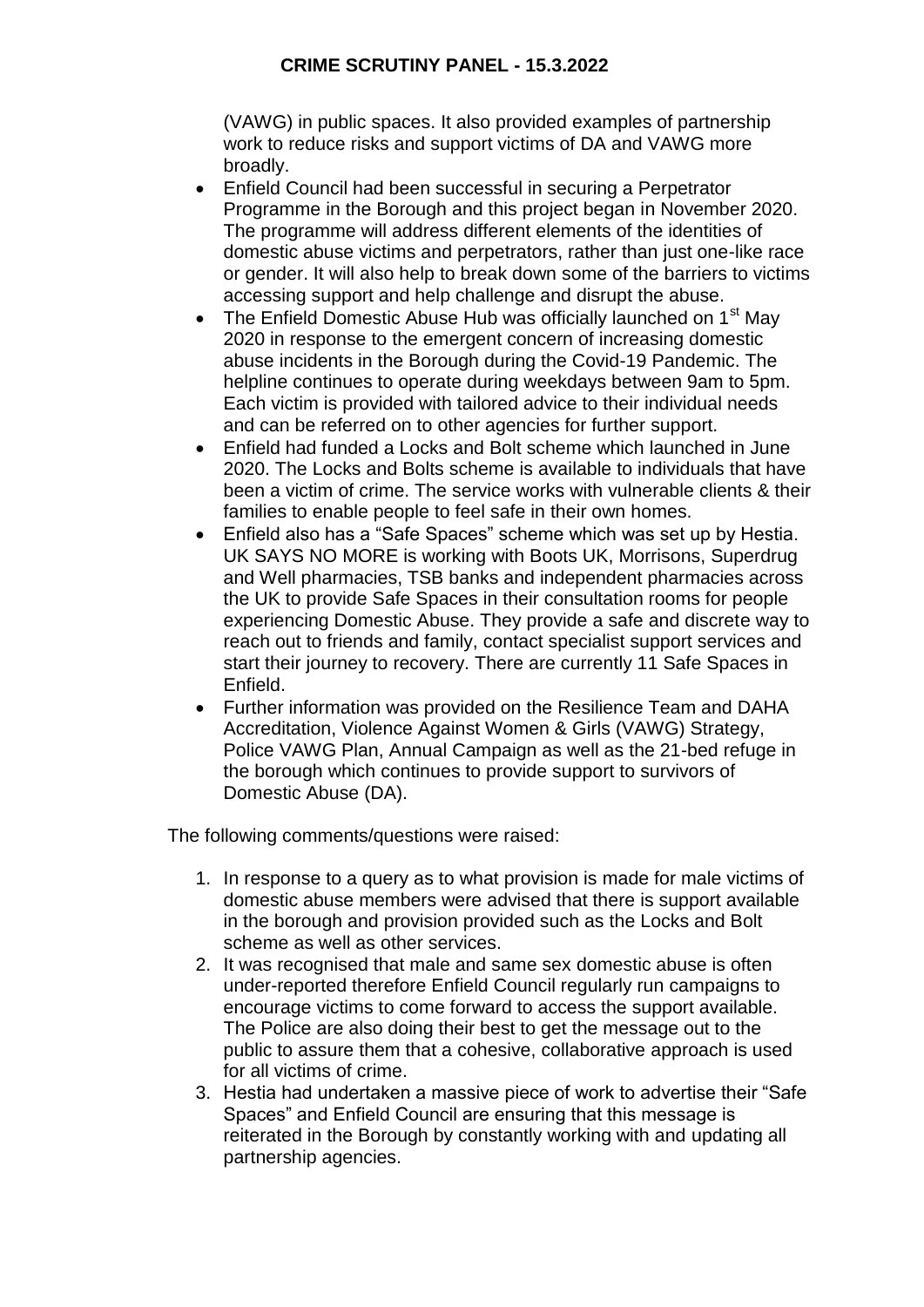(VAWG) in public spaces. It also provided examples of partnership work to reduce risks and support victims of DA and VAWG more broadly.

- Enfield Council had been successful in securing a Perpetrator Programme in the Borough and this project began in November 2020. The programme will address different elements of the identities of domestic abuse victims and perpetrators, rather than just one-like race or gender. It will also help to break down some of the barriers to victims accessing support and help challenge and disrupt the abuse.
- The Enfield Domestic Abuse Hub was officially launched on 1st May 2020 in response to the emergent concern of increasing domestic abuse incidents in the Borough during the Covid-19 Pandemic. The helpline continues to operate during weekdays between 9am to 5pm. Each victim is provided with tailored advice to their individual needs and can be referred on to other agencies for further support.
- Enfield had funded a Locks and Bolt scheme which launched in June 2020. The Locks and Bolts scheme is available to individuals that have been a victim of crime. The service works with vulnerable clients & their families to enable people to feel safe in their own homes.
- Enfield also has a "Safe Spaces" scheme which was set up by Hestia. UK SAYS NO MORE is working with Boots UK, Morrisons, Superdrug and Well pharmacies, TSB banks and independent pharmacies across the UK to provide Safe Spaces in their consultation rooms for people experiencing Domestic Abuse. They provide a safe and discrete way to reach out to friends and family, contact specialist support services and start their journey to recovery. There are currently 11 Safe Spaces in Enfield.
- Further information was provided on the Resilience Team and DAHA Accreditation, Violence Against Women & Girls (VAWG) Strategy, Police VAWG Plan, Annual Campaign as well as the 21-bed refuge in the borough which continues to provide support to survivors of Domestic Abuse (DA).

The following comments/questions were raised:

1. In response to a query as to what provision is made for male victims of domestic abuse members were advised that there is support available in the borough and provision provided such as the Locks and Bolt scheme as well as other services.
2. It was recognised that male and same sex domestic abuse is often under-reported therefore Enfield Council regularly run campaigns to encourage victims to come forward to access the support available. The Police are also doing their best to get the message out to the public to assure them that a cohesive, collaborative approach is used for all victims of crime.
3. Hestia had undertaken a massive piece of work to advertise their "Safe Spaces" and Enfield Council are ensuring that this message is reiterated in the Borough by constantly working with and updating all partnership agencies.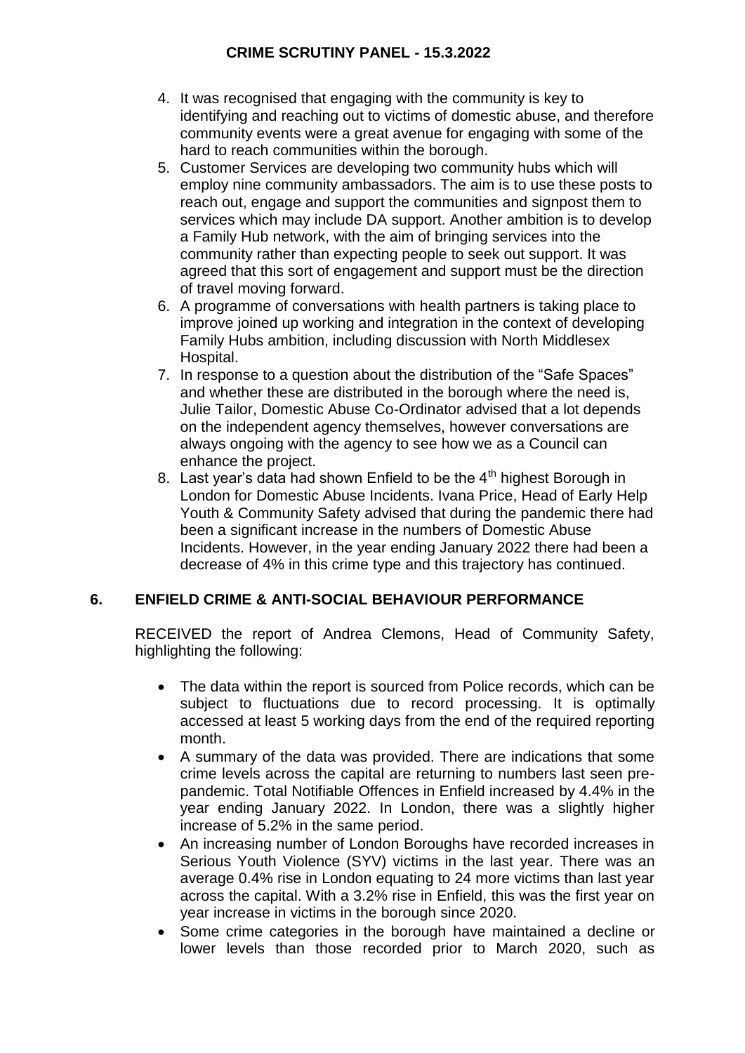4. It was recognised that engaging with the community is key to identifying and reaching out to victims of domestic abuse, and therefore community events were a great avenue for engaging with some of the hard to reach communities within the borough.
5. Customer Services are developing two community hubs which will employ nine community ambassadors. The aim is to use these posts to reach out, engage and support the communities and signpost them to services which may include DA support. Another ambition is to develop a Family Hub network, with the aim of bringing services into the community rather than expecting people to seek out support. It was agreed that this sort of engagement and support must be the direction of travel moving forward.
6. A programme of conversations with health partners is taking place to improve joined up working and integration in the context of developing Family Hubs ambition, including discussion with North Middlesex Hospital.
7. In response to a question about the distribution of the "Safe Spaces" and whether these are distributed in the borough where the need is, Julie Tailor, Domestic Abuse Co-Ordinator advised that a lot depends on the independent agency themselves, however conversations are always ongoing with the agency to see how we as a Council can enhance the project.
8. Last year's data had shown Enfield to be the 4th highest Borough in London for Domestic Abuse Incidents. Ivana Price, Head of Early Help Youth & Community Safety advised that during the pandemic there had been a significant increase in the numbers of Domestic Abuse Incidents. However, in the year ending January 2022 there had been a decrease of 4% in this crime type and this trajectory has continued.

## 6. ENFIELD CRIME & ANTI-SOCIAL BEHAVIOUR PERFORMANCE

RECEIVED the report of Andrea Clemons, Head of Community Safety, highlighting the following:

- The data within the report is sourced from Police records, which can be subject to fluctuations due to record processing. It is optimally accessed at least 5 working days from the end of the required reporting month.
- A summary of the data was provided. There are indications that some crime levels across the capital are returning to numbers last seen pre-pandemic. Total Notifiable Offences in Enfield increased by 4.4% in the year ending January 2022. In London, there was a slightly higher increase of 5.2% in the same period.
- An increasing number of London Boroughs have recorded increases in Serious Youth Violence (SYV) victims in the last year. There was an average 0.4% rise in London equating to 24 more victims than last year across the capital. With a 3.2% rise in Enfield, this was the first year on year increase in victims in the borough since 2020.
- Some crime categories in the borough have maintained a decline or lower levels than those recorded prior to March 2020, such as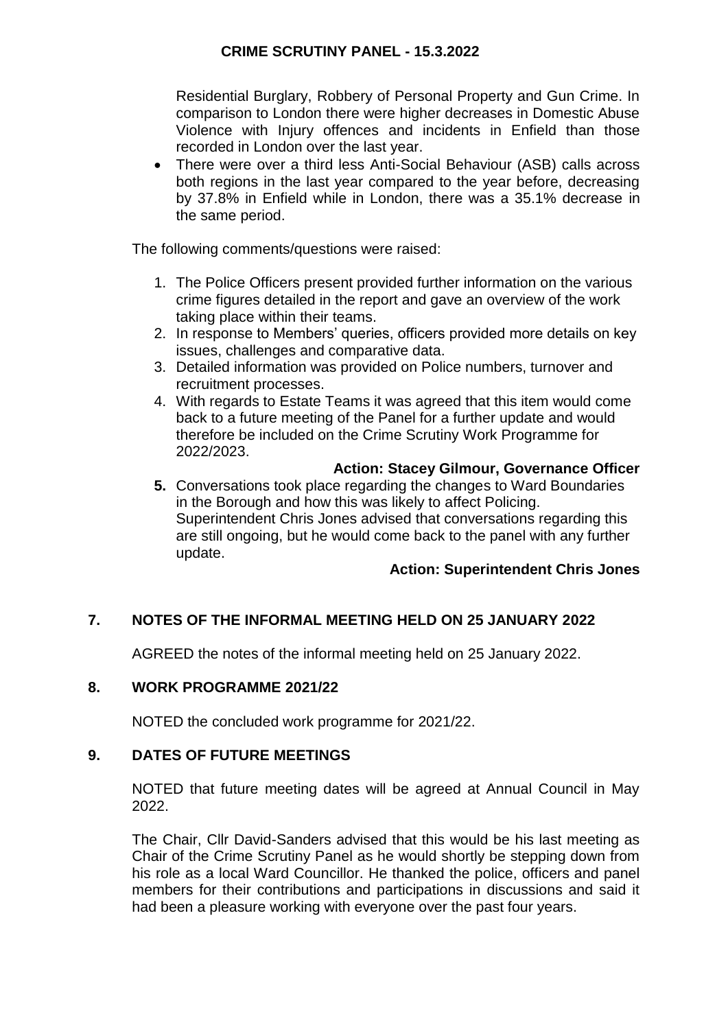Residential Burglary, Robbery of Personal Property and Gun Crime. In comparison to London there were higher decreases in Domestic Abuse Violence with Injury offences and incidents in Enfield than those recorded in London over the last year.

- There were over a third less Anti-Social Behaviour (ASB) calls across both regions in the last year compared to the year before, decreasing by 37.8% in Enfield while in London, there was a 35.1% decrease in the same period.

The following comments/questions were raised:

1. The Police Officers present provided further information on the various crime figures detailed in the report and gave an overview of the work taking place within their teams.
2. In response to Members' queries, officers provided more details on key issues, challenges and comparative data.
3. Detailed information was provided on Police numbers, turnover and recruitment processes.
4. With regards to Estate Teams it was agreed that this item would come back to a future meeting of the Panel for a further update and would therefore be included on the Crime Scrutiny Work Programme for 2022/2023.

   **Action: Stacey Gilmour, Governance Officer**

5. Conversations took place regarding the changes to Ward Boundaries in the Borough and how this was likely to affect Policing. Superintendent Chris Jones advised that conversations regarding this are still ongoing, but he would come back to the panel with any further update.

   **Action: Superintendent Chris Jones**

## 7. NOTES OF THE INFORMAL MEETING HELD ON 25 JANUARY 2022

AGREED the notes of the informal meeting held on 25 January 2022.

## 8. WORK PROGRAMME 2021/22

NOTED the concluded work programme for 2021/22.

## 9. DATES OF FUTURE MEETINGS

NOTED that future meeting dates will be agreed at Annual Council in May 2022.

The Chair, Cllr David-Sanders advised that this would be his last meeting as Chair of the Crime Scrutiny Panel as he would shortly be stepping down from his role as a local Ward Councillor. He thanked the police, officers and panel members for their contributions and participations in discussions and said it had been a pleasure working with everyone over the past four years.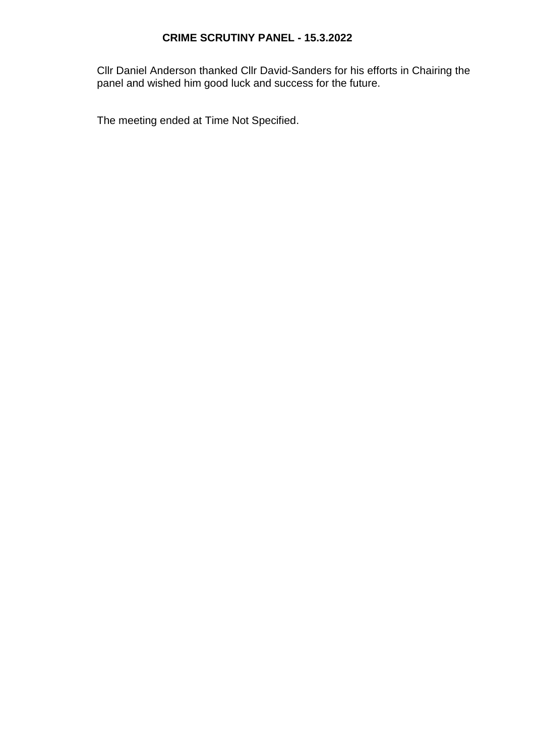Cllr Daniel Anderson thanked Cllr David-Sanders for his efforts in Chairing the panel and wished him good luck and success for the future.

The meeting ended at Time Not Specified.